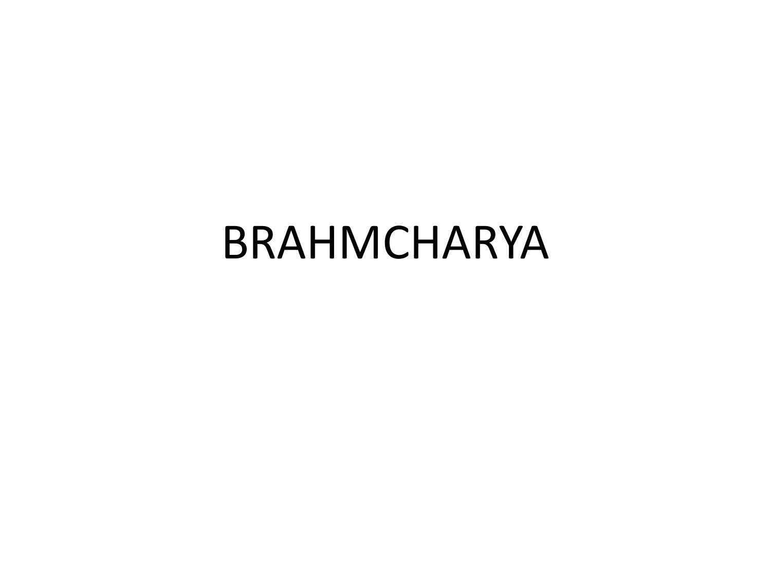# BRAHMCHARYA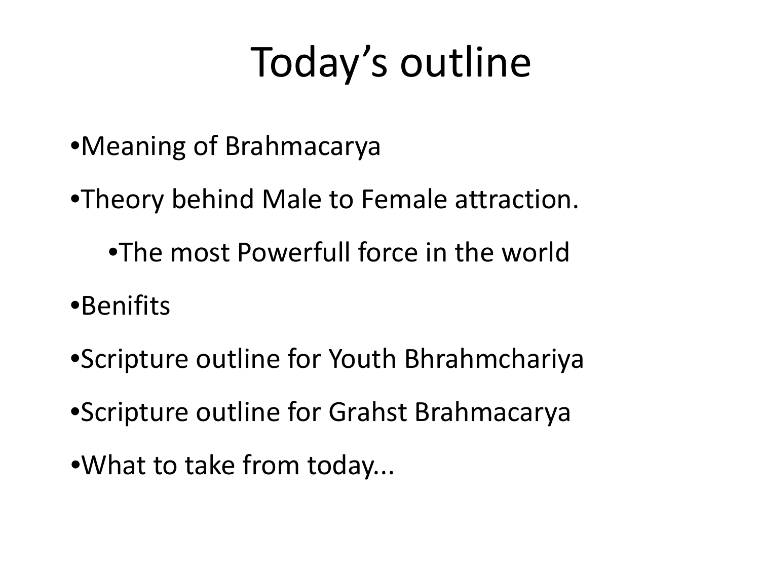# Today's outline

- Meaning of Brahmacarya
- Theory behind Male to Female attraction.
  - The most Powerfull force in the world
- Benifits
- Scripture outline for Youth Bhrahmchariya
- Scripture outline for Grahst Brahmacarya
- What to take from today...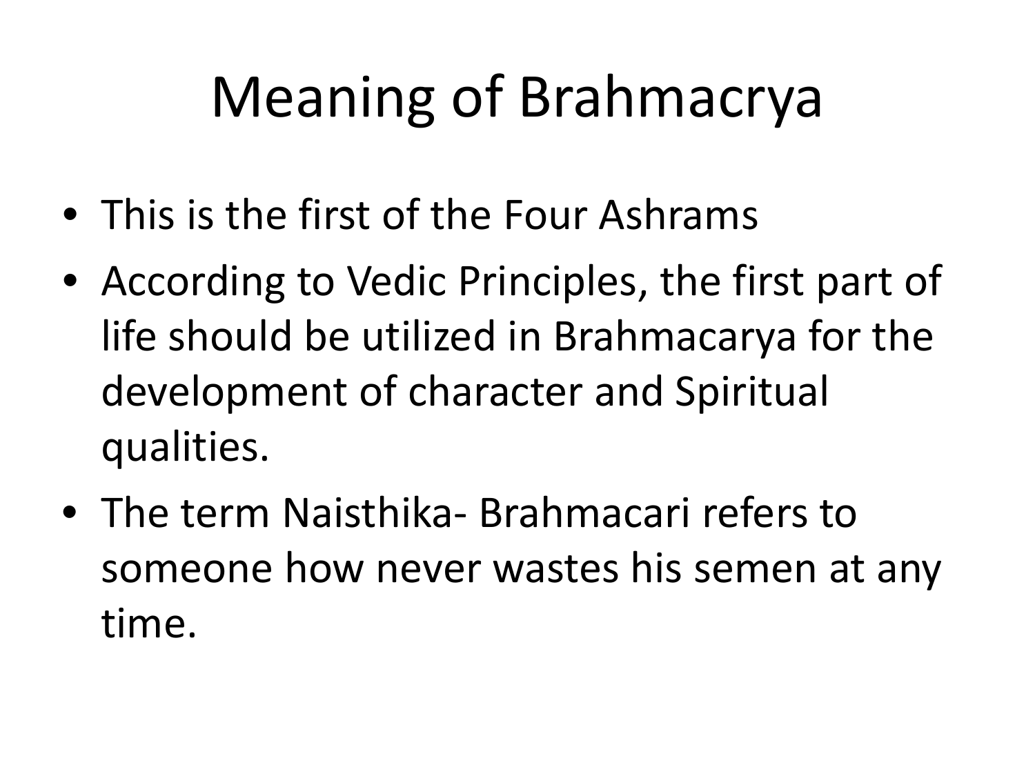# Meaning of Brahmacrya

- This is the first of the Four Ashrams
- According to Vedic Principles, the first part of life should be utilized in Brahmacarya for the development of character and Spiritual qualities.
- The term Naisthika- Brahmacari refers to someone how never wastes his semen at any time.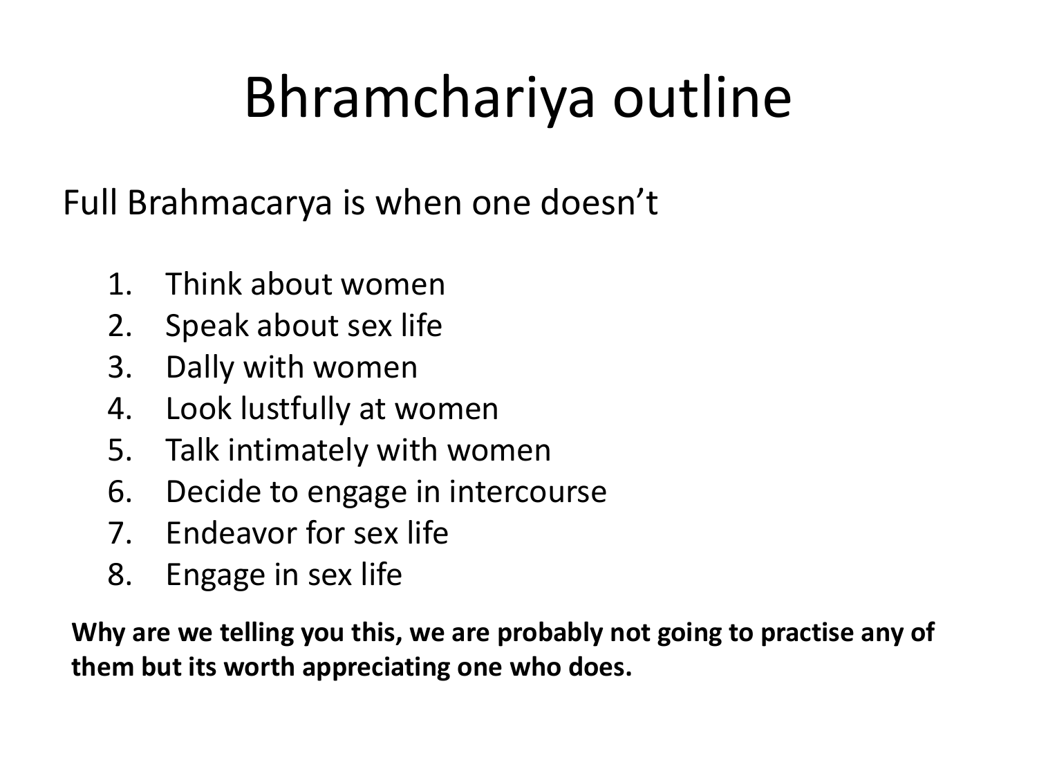# Bhramchariya outline

Full Brahmacarya is when one doesn't

1. Think about women
2. Speak about sex life
3. Dally with women
4. Look lustfully at women
5. Talk intimately with women
6. Decide to engage in intercourse
7. Endeavor for sex life
8. Engage in sex life

**Why are we telling you this, we are probably not going to practise any of them but its worth appreciating one who does.**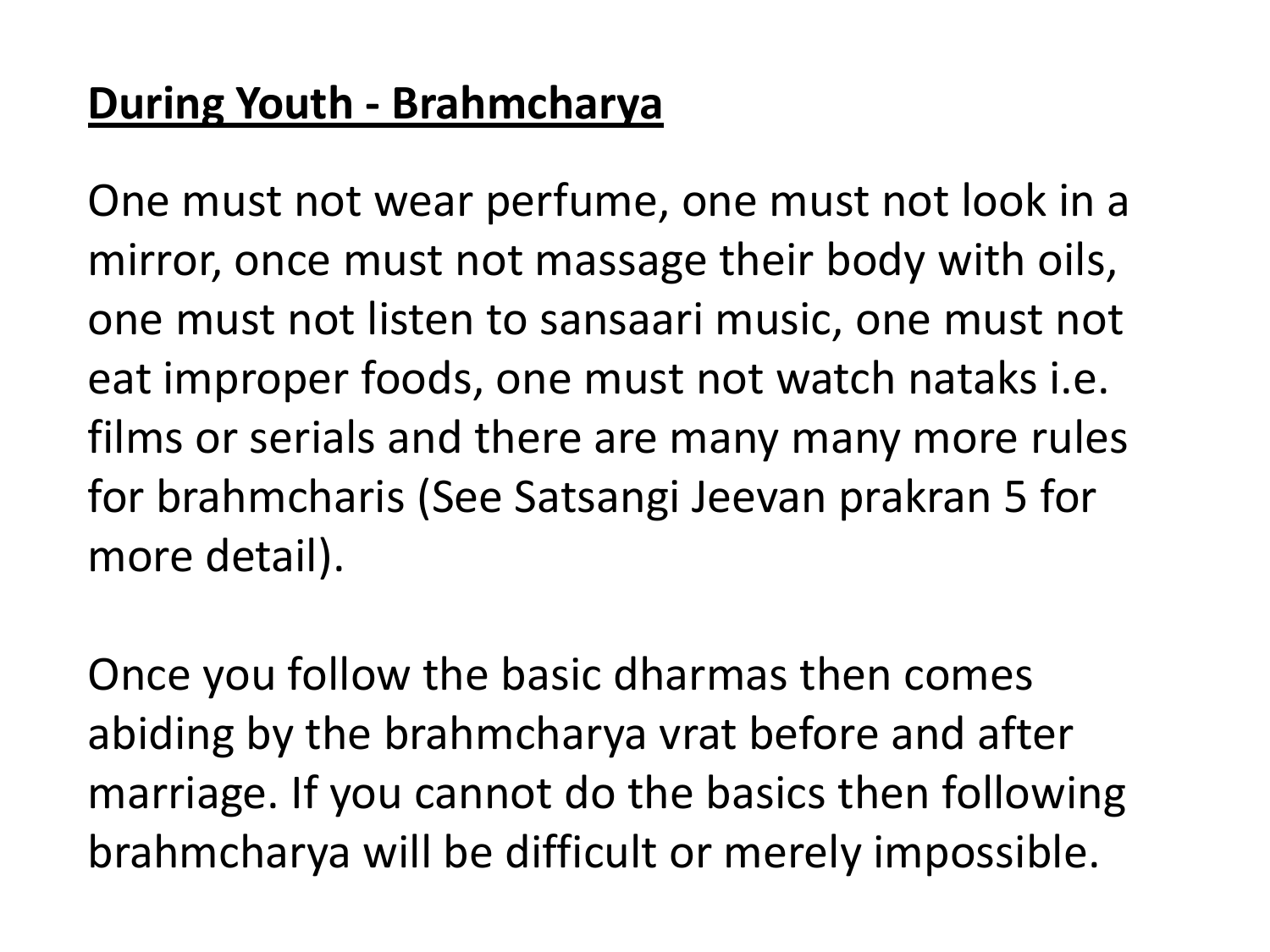**<u>During Youth - Brahmcharya</u>**

One must not wear perfume, one must not look in a mirror, once must not massage their body with oils, one must not listen to sansaari music, one must not eat improper foods, one must not watch nataks i.e. films or serials and there are many many more rules for brahmcharis (See Satsangi Jeevan prakran 5 for more detail).

Once you follow the basic dharmas then comes abiding by the brahmcharya vrat before and after marriage. If you cannot do the basics then following brahmcharya will be difficult or merely impossible.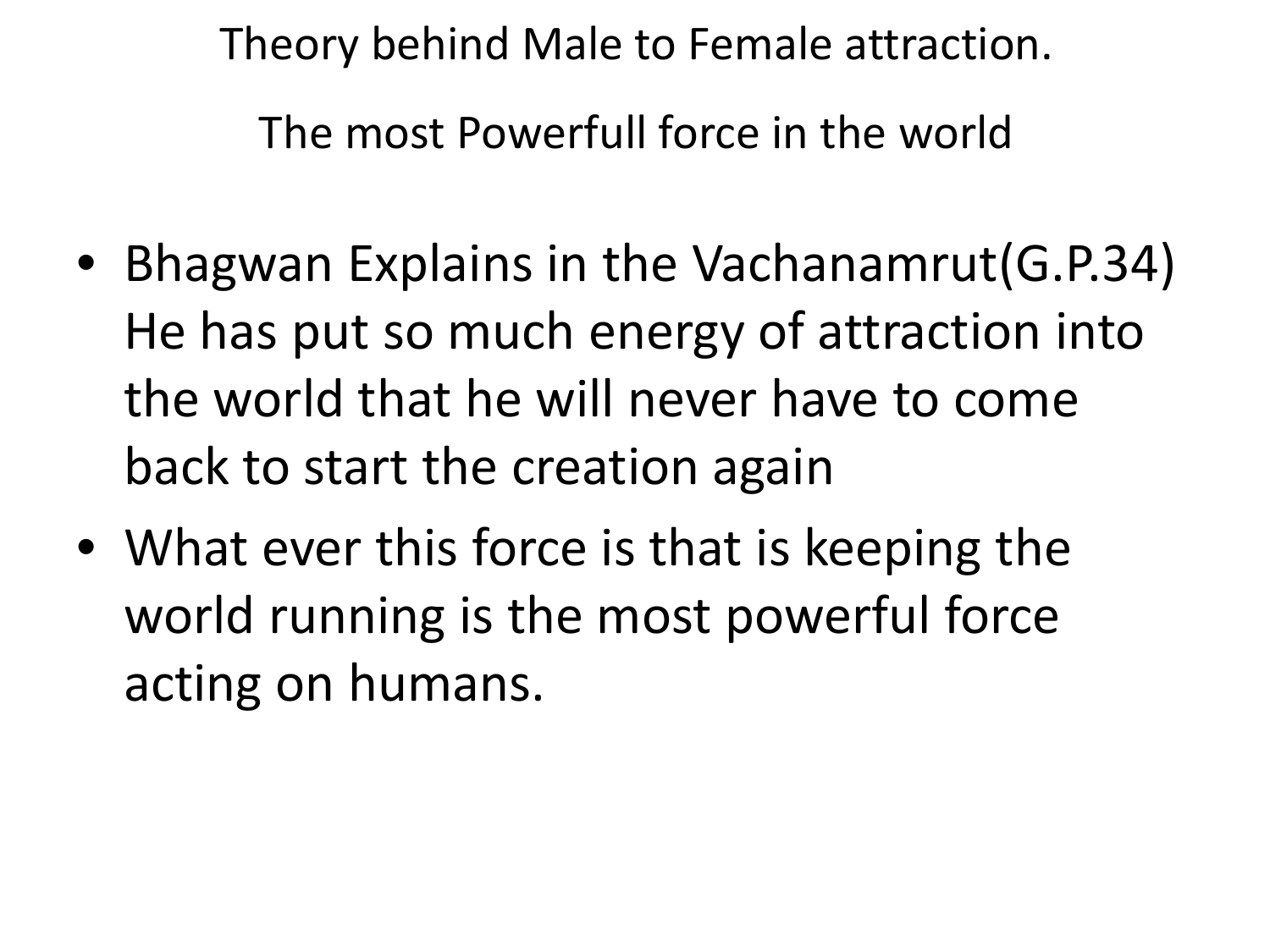# Theory behind Male to Female attraction.

## The most Powerfull force in the world

- Bhagwan Explains in the Vachanamrut(G.P.34) He has put so much energy of attraction into the world that he will never have to come back to start the creation again
- What ever this force is that is keeping the world running is the most powerful force acting on humans.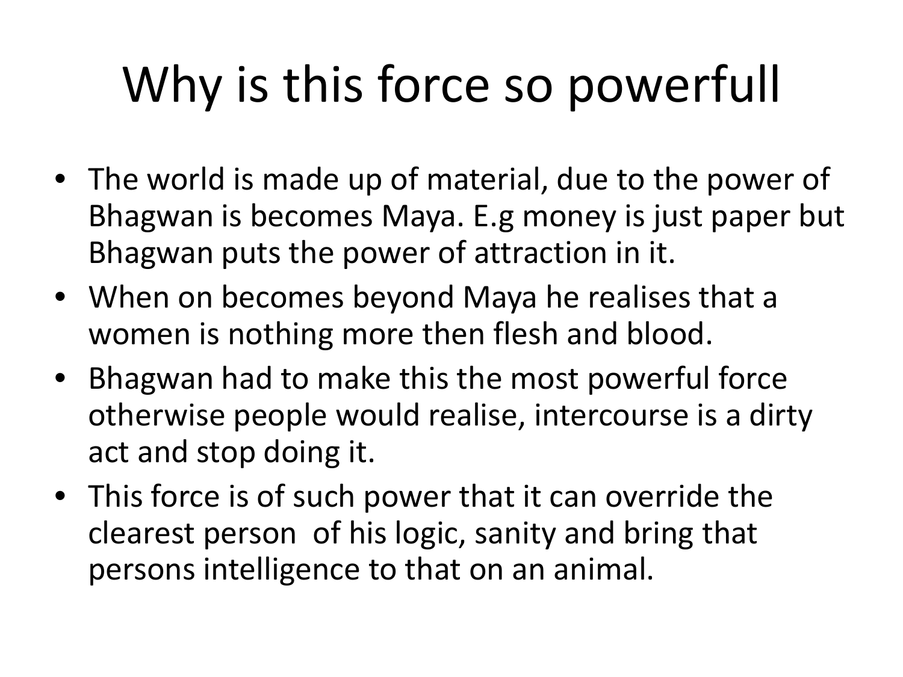# Why is this force so powerfull

- The world is made up of material, due to the power of Bhagwan is becomes Maya. E.g money is just paper but Bhagwan puts the power of attraction in it.
- When on becomes beyond Maya he realises that a women is nothing more then flesh and blood.
- Bhagwan had to make this the most powerful force otherwise people would realise, intercourse is a dirty act and stop doing it.
- This force is of such power that it can override the clearest person of his logic, sanity and bring that persons intelligence to that on an animal.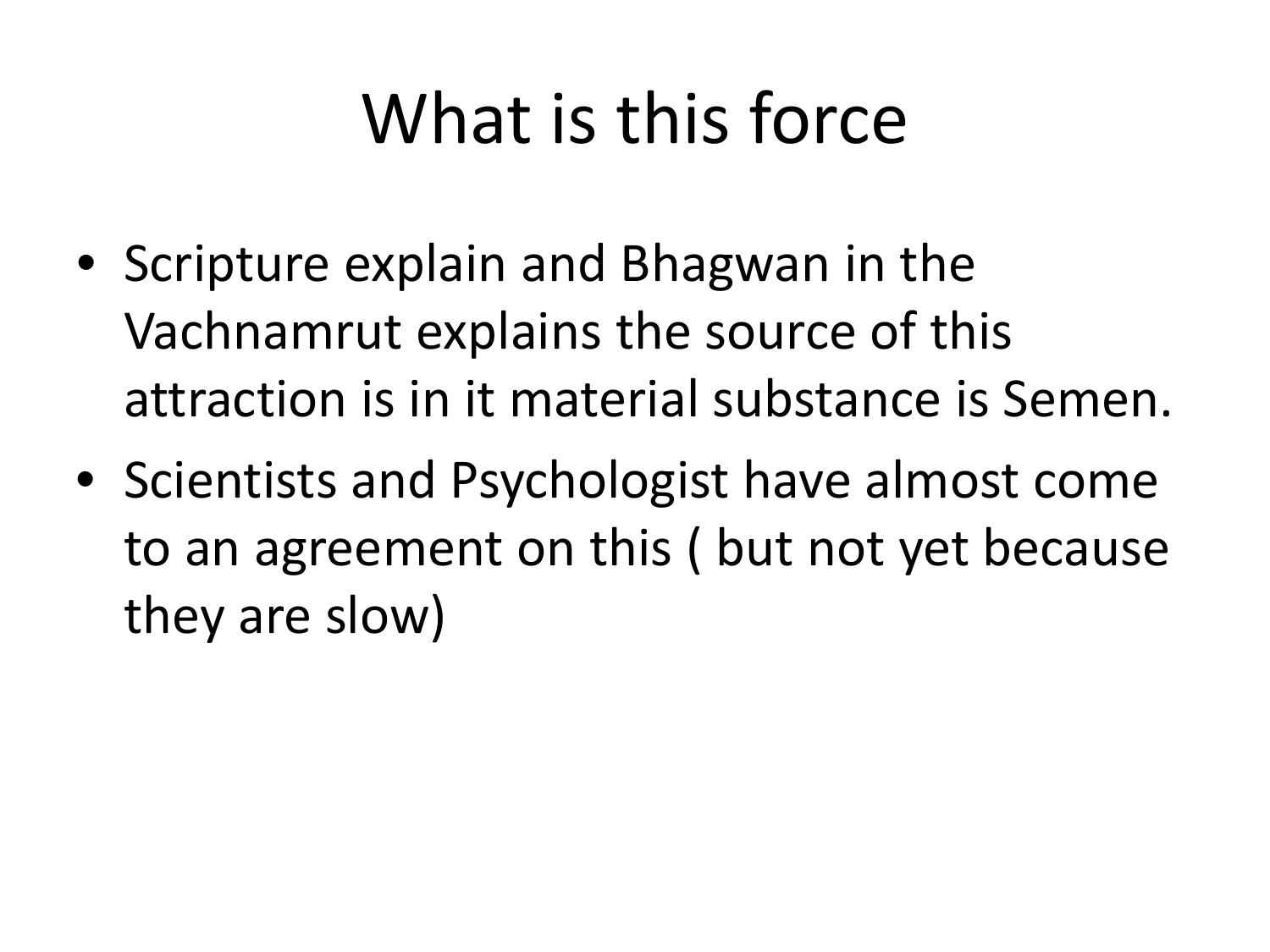# What is this force

- Scripture explain and Bhagwan in the Vachnamrut explains the source of this attraction is in it material substance is Semen.
- Scientists and Psychologist have almost come to an agreement on this ( but not yet because they are slow)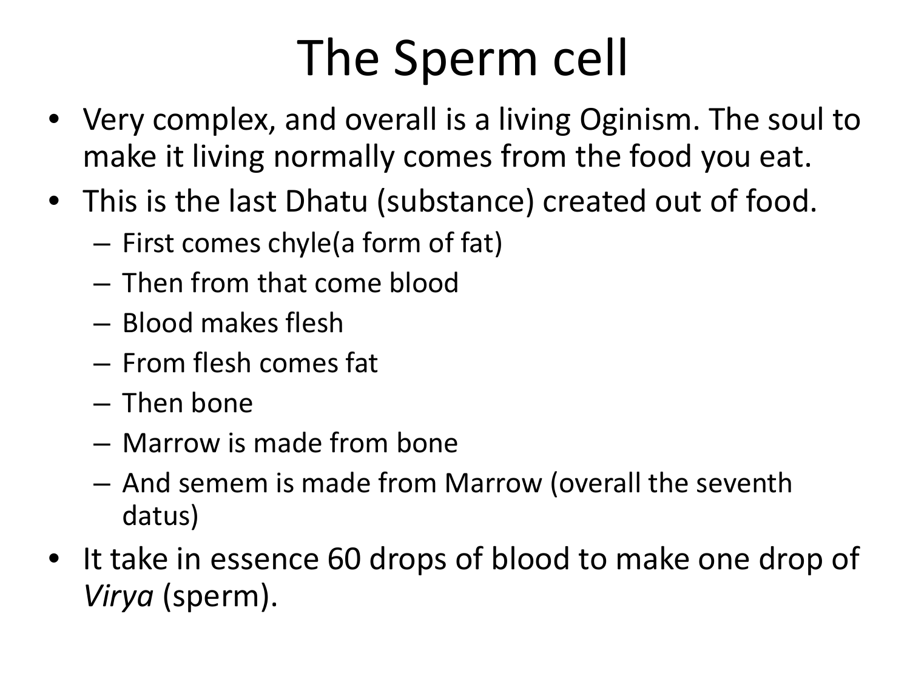# The Sperm cell

- Very complex, and overall is a living Oginism. The soul to make it living normally comes from the food you eat.
- This is the last Dhatu (substance) created out of food.
  - First comes chyle(a form of fat)
  - Then from that come blood
  - Blood makes flesh
  - From flesh comes fat
  - Then bone
  - Marrow is made from bone
  - And semem is made from Marrow (overall the seventh datus)
- It take in essence 60 drops of blood to make one drop of *Virya* (sperm).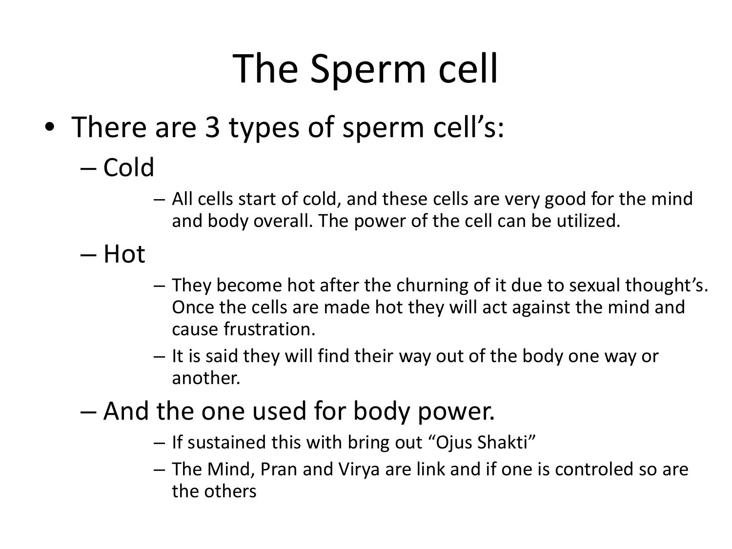# The Sperm cell

- There are 3 types of sperm cell's:
  - Cold
    - All cells start of cold, and these cells are very good for the mind and body overall. The power of the cell can be utilized.
  - Hot
    - They become hot after the churning of it due to sexual thought's. Once the cells are made hot they will act against the mind and cause frustration.
    - It is said they will find their way out of the body one way or another.
  - And the one used for body power.
    - If sustained this with bring out "Ojus Shakti"
    - The Mind, Pran and Virya are link and if one is controled so are the others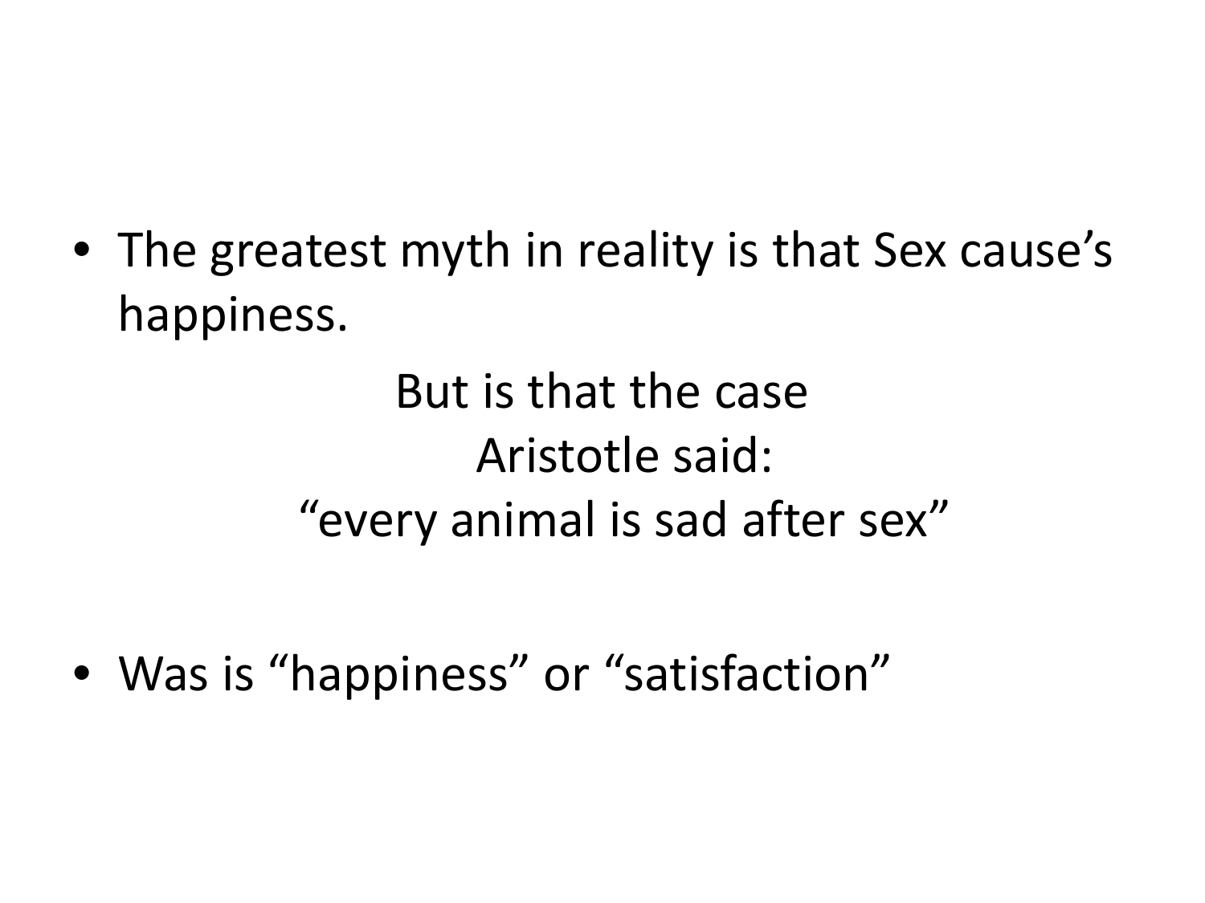- The greatest myth in reality is that Sex cause’s happiness.

But is that the case
Aristotle said:
“every animal is sad after sex”

- Was is “happiness” or “satisfaction”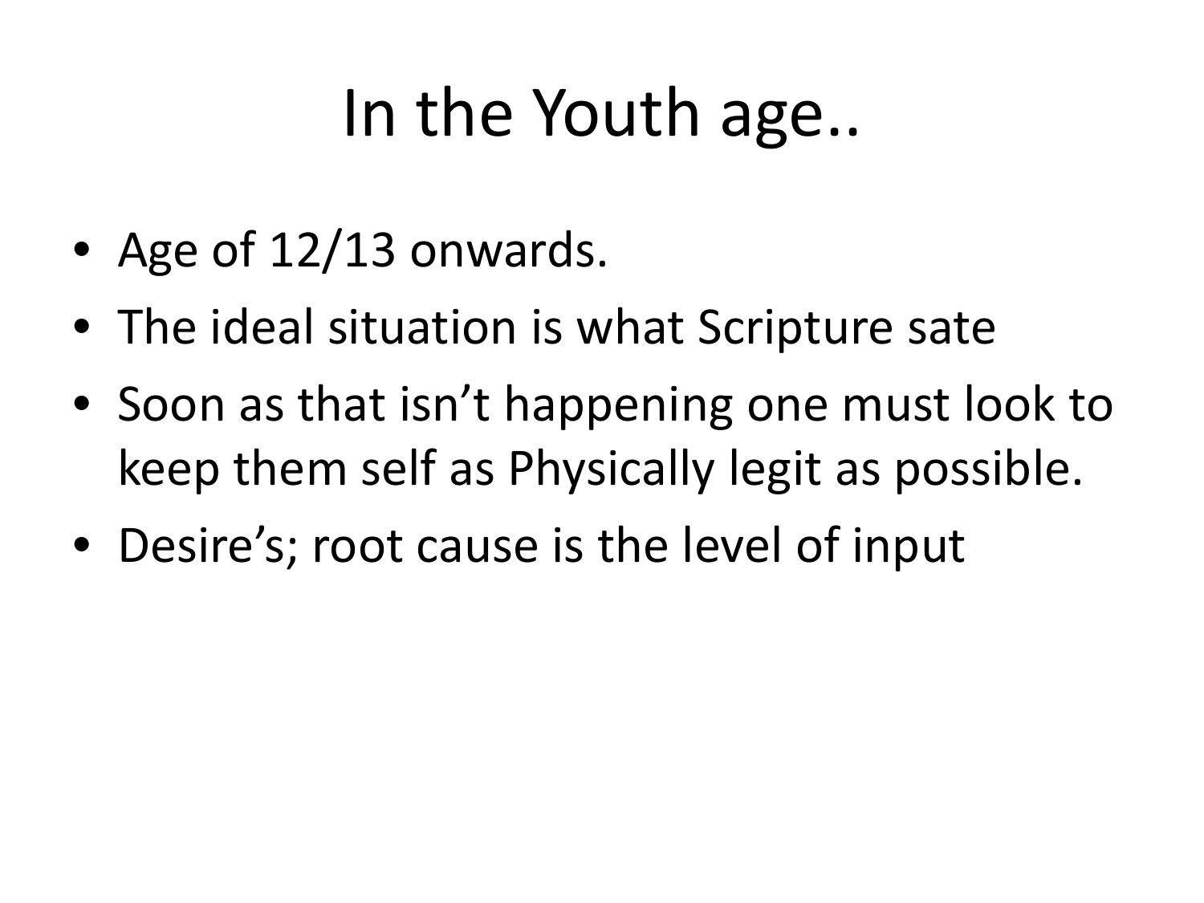# In the Youth age..

- Age of 12/13 onwards.
- The ideal situation is what Scripture sate
- Soon as that isn't happening one must look to keep them self as Physically legit as possible.
- Desire's; root cause is the level of input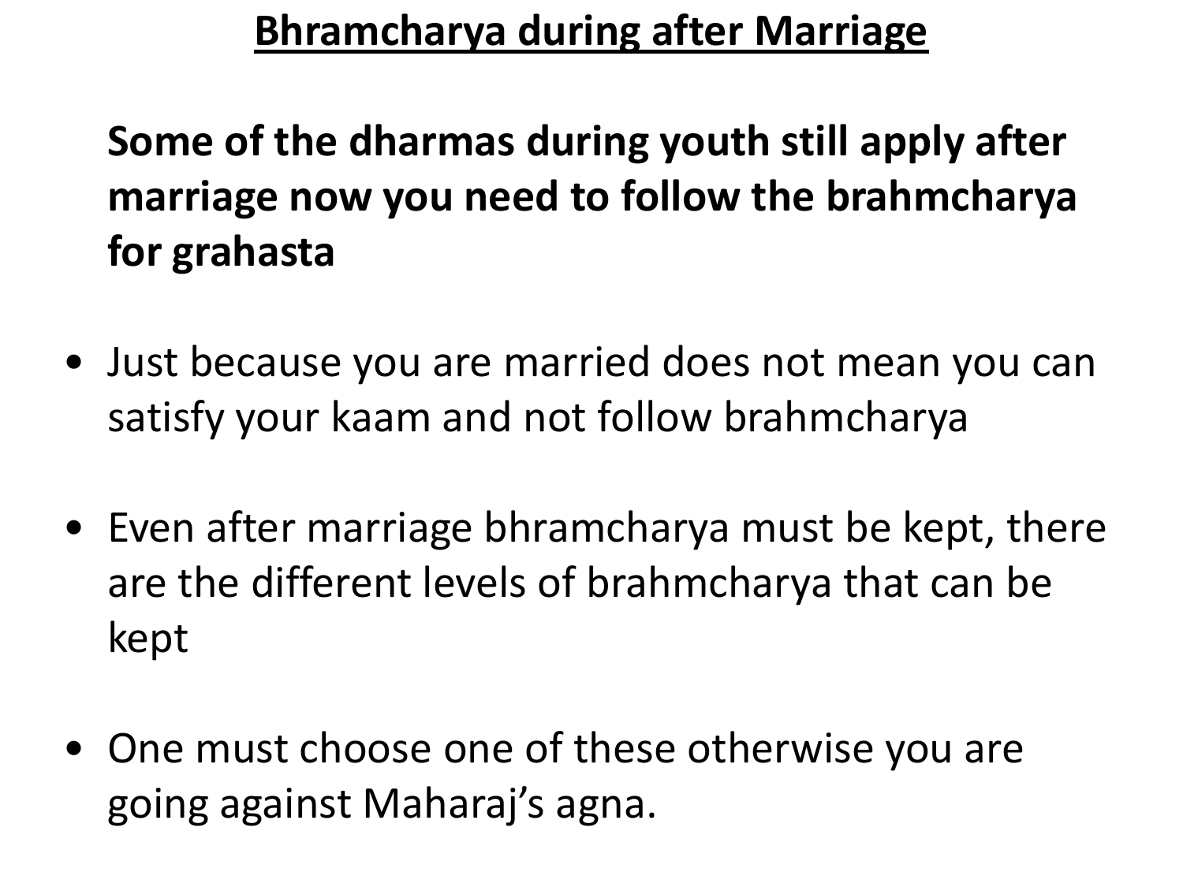## Bhramcharya during after Marriage

**Some of the dharmas during youth still apply after marriage now you need to follow the brahmcharya for grahasta**

- Just because you are married does not mean you can satisfy your kaam and not follow brahmcharya
- Even after marriage bhramcharya must be kept, there are the different levels of brahmcharya that can be kept
- One must choose one of these otherwise you are going against Maharaj's agna.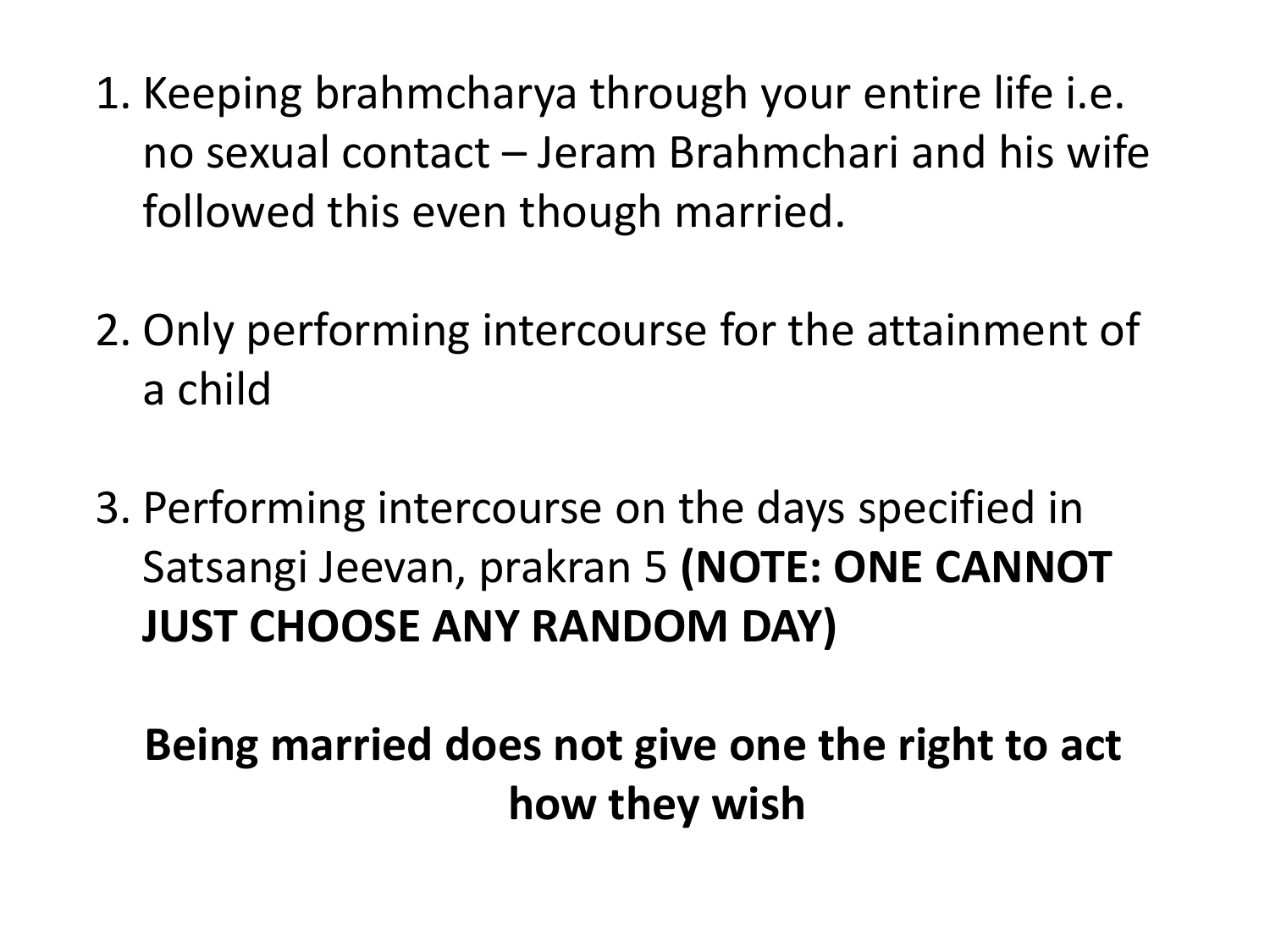1. Keeping brahmcharya through your entire life i.e. no sexual contact – Jeram Brahmchari and his wife followed this even though married.

2. Only performing intercourse for the attainment of a child

3. Performing intercourse on the days specified in Satsangi Jeevan, prakran 5 **(NOTE: ONE CANNOT JUST CHOOSE ANY RANDOM DAY)**

**Being married does not give one the right to act how they wish**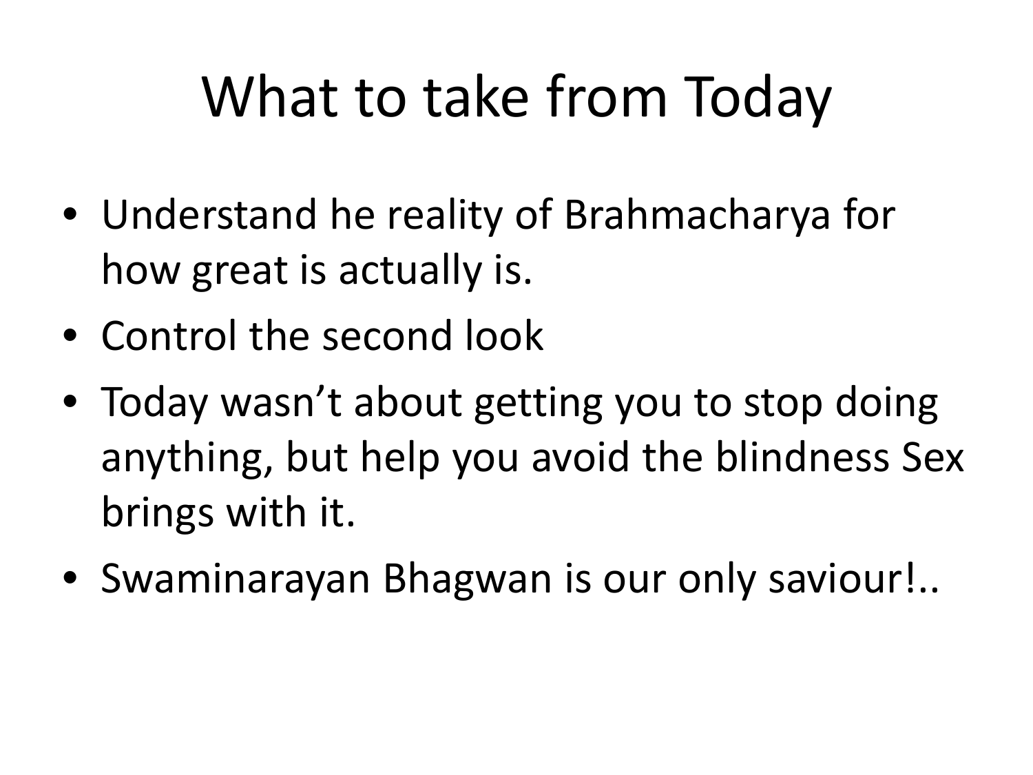# What to take from Today

- Understand he reality of Brahmacharya for how great is actually is.
- Control the second look
- Today wasn't about getting you to stop doing anything, but help you avoid the blindness Sex brings with it.
- Swaminarayan Bhagwan is our only saviour!..